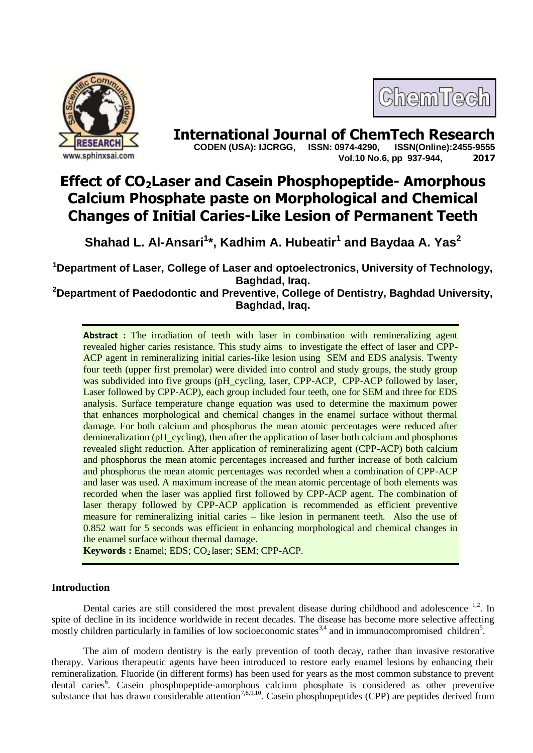# International Journal of ChemTech Research

**CODEN (USA): IJCRGG, ISSN: 0974-4290, ISSN(Online):2455-9555**
**Vol.10 No.6, pp 937-944, 2017**

# Effect of $CO_2$Laser and Casein Phosphopeptide- Amorphous Calcium Phosphate paste on Morphological and Chemical Changes of Initial Caries-Like Lesion of Permanent Teeth

**Shahad L. Al-Ansari[1]*, Kadhim A. Hubeatir[1] and Baydaa A. Yas[2]**

[1]Department of Laser, College of Laser and optoelectronics, University of Technology, Baghdad, Iraq.

[2]Department of Paedodontic and Preventive, College of Dentistry, Baghdad University, Baghdad, Iraq.

**Abstract :** The irradiation of teeth with laser in combination with remineralizing agent revealed higher caries resistance. This study aims to investigate the effect of laser and CPP-ACP agent in remineralizing initial caries-like lesion using SEM and EDS analysis. Twenty four teeth (upper first premolar) were divided into control and study groups, the study group was subdivided into five groups (pH_cycling, laser, CPP-ACP, CPP-ACP followed by laser, Laser followed by CPP-ACP), each group included four teeth, one for SEM and three for EDS analysis. Surface temperature change equation was used to determine the maximum power that enhances morphological and chemical changes in the enamel surface without thermal damage. For both calcium and phosphorus the mean atomic percentages were reduced after demineralization (pH_cycling), then after the application of laser both calcium and phosphorus revealed slight reduction. After application of remineralizing agent (CPP-ACP) both calcium and phosphorus the mean atomic percentages increased and further increase of both calcium and phosphorus the mean atomic percentages was recorded when a combination of CPP-ACP and laser was used. A maximum increase of the mean atomic percentage of both elements was recorded when the laser was applied first followed by CPP-ACP agent. The combination of laser therapy followed by CPP-ACP application is recommended as efficient preventive measure for remineralizing initial caries – like lesion in permanent teeth. Also the use of 0.852 watt for 5 seconds was efficient in enhancing morphological and chemical changes in the enamel surface without thermal damage.

**Keywords :** Enamel; EDS; $CO_2$ laser; SEM; CPP-ACP.

## Introduction

Dental caries are still considered the most prevalent disease during childhood and adolescence [1,2]. In spite of decline in its incidence worldwide in recent decades. The disease has become more selective affecting mostly children particularly in families of low socioeconomic states[3,4] and in immunocompromised children[5].

The aim of modern dentistry is the early prevention of tooth decay, rather than invasive restorative therapy. Various therapeutic agents have been introduced to restore early enamel lesions by enhancing their remineralization. Fluoride (in different forms) has been used for years as the most common substance to prevent dental caries[6]. Casein phosphopeptide-amorphous calcium phosphate is considered as other preventive substance that has drawn considerable attention[7,8,9,10]. Casein phosphopeptides (CPP) are peptides derived from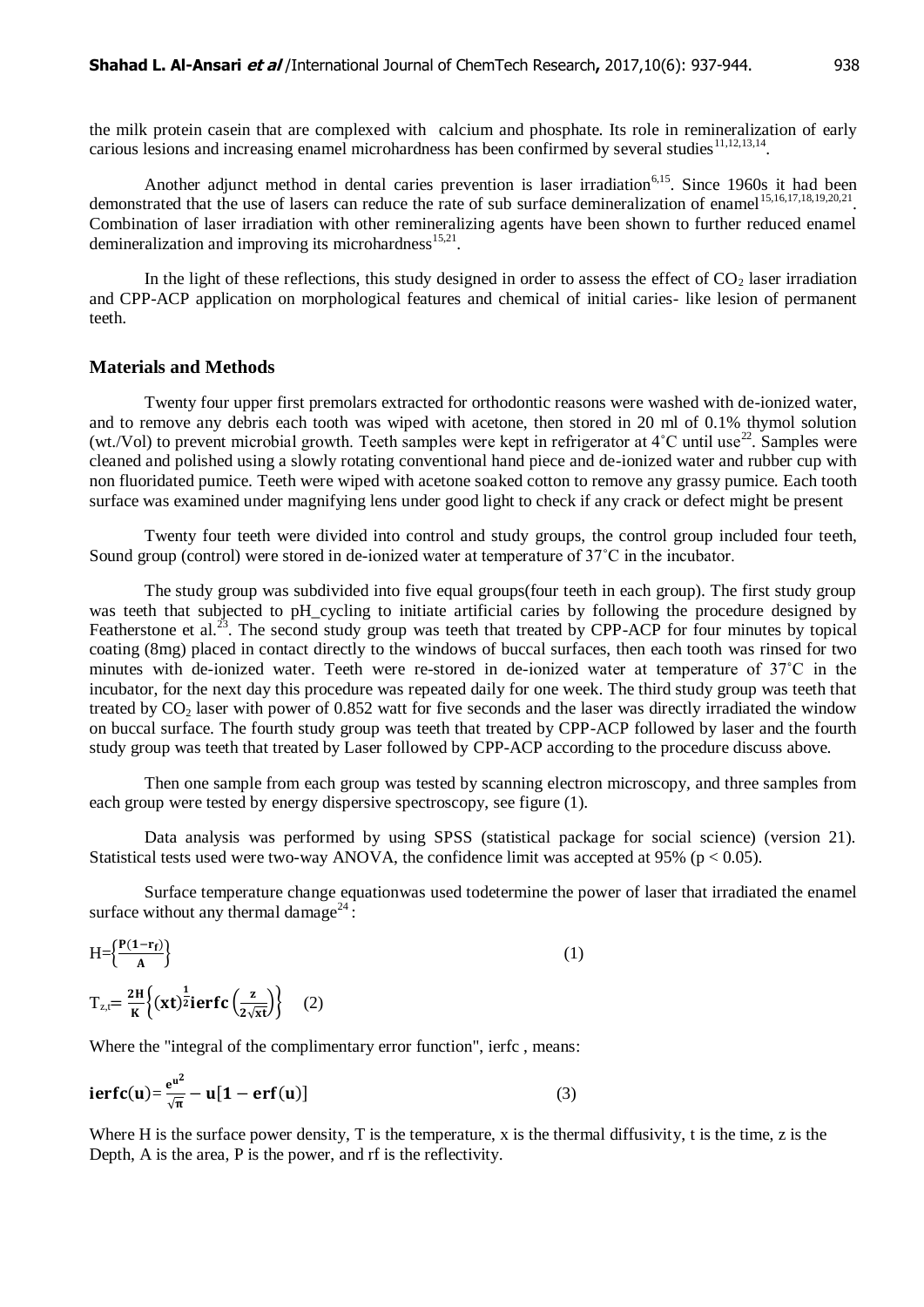the milk protein casein that are complexed with calcium and phosphate. Its role in remineralization of early carious lesions and increasing enamel microhardness has been confirmed by several studies[11,12,13,14].

Another adjunct method in dental caries prevention is laser irradiation[6,15]. Since 1960s it had been demonstrated that the use of lasers can reduce the rate of sub surface demineralization of enamel[15,16,17,18,19,20,21]. Combination of laser irradiation with other remineralizing agents have been shown to further reduced enamel demineralization and improving its microhardness[15,21].

In the light of these reflections, this study designed in order to assess the effect of $CO_2$ laser irradiation and CPP-ACP application on morphological features and chemical of initial caries- like lesion of permanent teeth.

## Materials and Methods

Twenty four upper first premolars extracted for orthodontic reasons were washed with de-ionized water, and to remove any debris each tooth was wiped with acetone, then stored in 20 ml of 0.1% thymol solution (wt./Vol) to prevent microbial growth. Teeth samples were kept in refrigerator at 4˚C until use[22]. Samples were cleaned and polished using a slowly rotating conventional hand piece and de-ionized water and rubber cup with non fluoridated pumice. Teeth were wiped with acetone soaked cotton to remove any grassy pumice. Each tooth surface was examined under magnifying lens under good light to check if any crack or defect might be present

Twenty four teeth were divided into control and study groups, the control group included four teeth, Sound group (control) were stored in de-ionized water at temperature of 37˚C in the incubator.

The study group was subdivided into five equal groups(four teeth in each group). The first study group was teeth that subjected to pH_cycling to initiate artificial caries by following the procedure designed by Featherstone et al.[23]. The second study group was teeth that treated by CPP-ACP for four minutes by topical coating (8mg) placed in contact directly to the windows of buccal surfaces, then each tooth was rinsed for two minutes with de-ionized water. Teeth were re-stored in de-ionized water at temperature of 37˚C in the incubator, for the next day this procedure was repeated daily for one week. The third study group was teeth that treated by $CO_2$ laser with power of 0.852 watt for five seconds and the laser was directly irradiated the window on buccal surface. The fourth study group was teeth that treated by CPP-ACP followed by laser and the fourth study group was teeth that treated by Laser followed by CPP-ACP according to the procedure discuss above.

Then one sample from each group was tested by scanning electron microscopy, and three samples from each group were tested by energy dispersive spectroscopy, see figure (1).

Data analysis was performed by using SPSS (statistical package for social science) (version 21). Statistical tests used were two-way ANOVA, the confidence limit was accepted at 95% ($p < 0.05$).

Surface temperature change equationwas used todetermine the power of laser that irradiated the enamel surface without any thermal damage[24]:

$$H=\left\{\frac{P(1-r_f)}{A}\right\} \quad (1)$$

$$T_{z,t}=\frac{2H}{K}\left\{(xt)^{\frac{1}{2}}\mathbf{ierfc}\left(\frac{z}{2\sqrt{xt}}\right)\right\} \quad (2)$$

Where the "integral of the complimentary error function", ierfc , means:

$$\mathbf{ierfc}(u)=\frac{e^{u^2}}{\sqrt{\pi}}-u[1-\mathbf{erf}(u)] \quad (3)$$

Where H is the surface power density, T is the temperature, x is the thermal diffusivity, t is the time, z is the Depth, A is the area, P is the power, and rf is the reflectivity.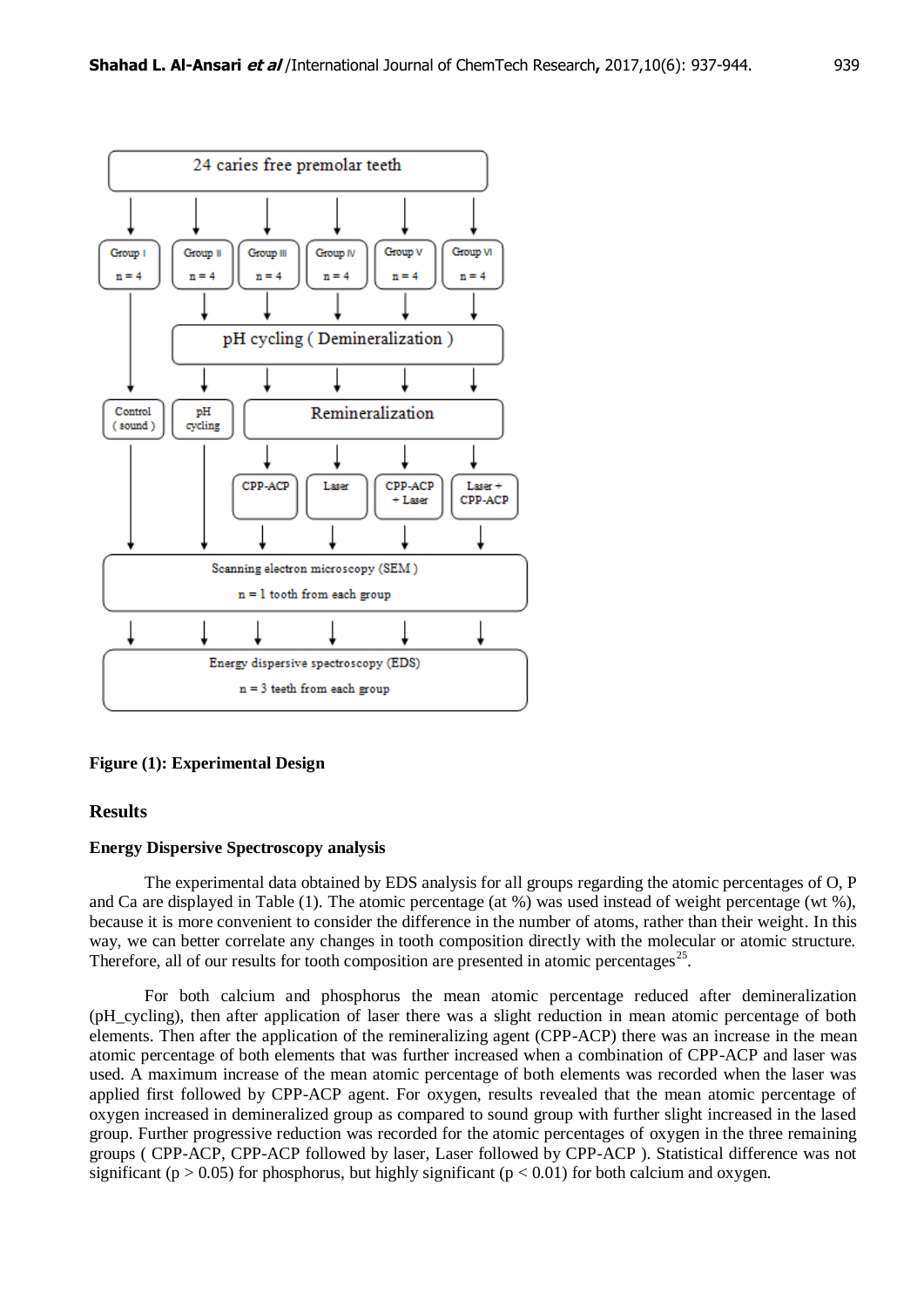24 caries free premolar teeth

| Group I | Group II | Group III | Group IV | Group V | Group VI |
|---|---|---|---|---|---|
| n = 4 | n = 4 | n = 4 | n = 4 | n = 4 | n = 4 |
| | pH cycling ( Demineralization ) | | | | |
| Control ( sound ) | pH cycling | Remineralization | | | |
| | | CPP-ACP | Laser | CPP-ACP + Laser | Laser + CPP-ACP |

Scanning electron microscopy (SEM ) n = 1 tooth from each group

Energy dispersive spectroscopy (EDS) n = 3 teeth from each group

**Figure (1): Experimental Design**

## Results

### Energy Dispersive Spectroscopy analysis

The experimental data obtained by EDS analysis for all groups regarding the atomic percentages of O, P and Ca are displayed in Table (1). The atomic percentage (at %) was used instead of weight percentage (wt %), because it is more convenient to consider the difference in the number of atoms, rather than their weight. In this way, we can better correlate any changes in tooth composition directly with the molecular or atomic structure. Therefore, all of our results for tooth composition are presented in atomic percentages[25].

For both calcium and phosphorus the mean atomic percentage reduced after demineralization (pH_cycling), then after application of laser there was a slight reduction in mean atomic percentage of both elements. Then after the application of the remineralizing agent (CPP-ACP) there was an increase in the mean atomic percentage of both elements that was further increased when a combination of CPP-ACP and laser was used. A maximum increase of the mean atomic percentage of both elements was recorded when the laser was applied first followed by CPP-ACP agent. For oxygen, results revealed that the mean atomic percentage of oxygen increased in demineralized group as compared to sound group with further slight increased in the lased group. Further progressive reduction was recorded for the atomic percentages of oxygen in the three remaining groups ( CPP-ACP, CPP-ACP followed by laser, Laser followed by CPP-ACP ). Statistical difference was not significant ($p > 0.05$) for phosphorus, but highly significant ($p < 0.01$) for both calcium and oxygen.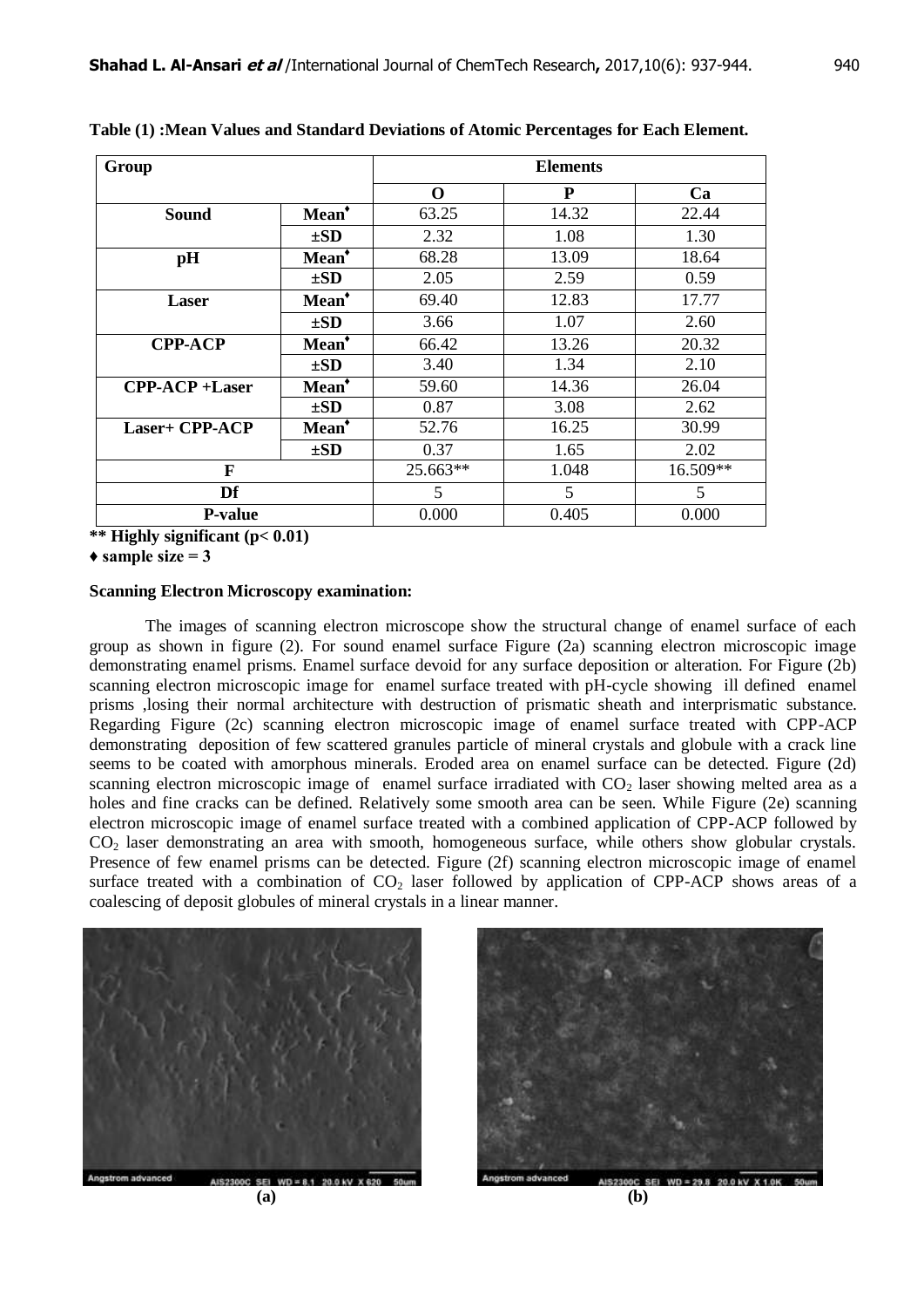**Table (1) :Mean Values and Standard Deviations of Atomic Percentages for Each Element.**

| Group | | Elements | | |
|---|---|---|---|---|
| | | O | P | Ca |
| **Sound** | **Mean♦** | 63.25 | 14.32 | 22.44 |
| | **±SD** | 2.32 | 1.08 | 1.30 |
| **pH** | **Mean♦** | 68.28 | 13.09 | 18.64 |
| | **±SD** | 2.05 | 2.59 | 0.59 |
| **Laser** | **Mean♦** | 69.40 | 12.83 | 17.77 |
| | **±SD** | 3.66 | 1.07 | 2.60 |
| **CPP-ACP** | **Mean♦** | 66.42 | 13.26 | 20.32 |
| | **±SD** | 3.40 | 1.34 | 2.10 |
| **CPP-ACP +Laser** | **Mean♦** | 59.60 | 14.36 | 26.04 |
| | **±SD** | 0.87 | 3.08 | 2.62 |
| **Laser+ CPP-ACP** | **Mean♦** | 52.76 | 16.25 | 30.99 |
| | **±SD** | 0.37 | 1.65 | 2.02 |
| **F** | | 25.663** | 1.048 | 16.509** |
| **Df** | | 5 | 5 | 5 |
| **P-value** | | 0.000 | 0.405 | 0.000 |

**\*\* Highly significant ($p< 0.01$)**

**♦ sample size = 3**

**Scanning Electron Microscopy examination:**

The images of scanning electron microscope show the structural change of enamel surface of each group as shown in figure (2). For sound enamel surface Figure (2a) scanning electron microscopic image demonstrating enamel prisms. Enamel surface devoid for any surface deposition or alteration. For Figure (2b) scanning electron microscopic image for enamel surface treated with pH-cycle showing ill defined enamel prisms ,losing their normal architecture with destruction of prismatic sheath and interprismatic substance. Regarding Figure (2c) scanning electron microscopic image of enamel surface treated with CPP-ACP demonstrating deposition of few scattered granules particle of mineral crystals and globule with a crack line seems to be coated with amorphous minerals. Eroded area on enamel surface can be detected. Figure (2d) scanning electron microscopic image of enamel surface irradiated with $CO_2$ laser showing melted area as a holes and fine cracks can be defined. Relatively some smooth area can be seen. While Figure (2e) scanning electron microscopic image of enamel surface treated with a combined application of CPP-ACP followed by $CO_2$ laser demonstrating an area with smooth, homogeneous surface, while others show globular crystals. Presence of few enamel prisms can be detected. Figure (2f) scanning electron microscopic image of enamel surface treated with a combination of $CO_2$ laser followed by application of CPP-ACP shows areas of a coalescing of deposit globules of mineral crystals in a linear manner.

(a)

(b)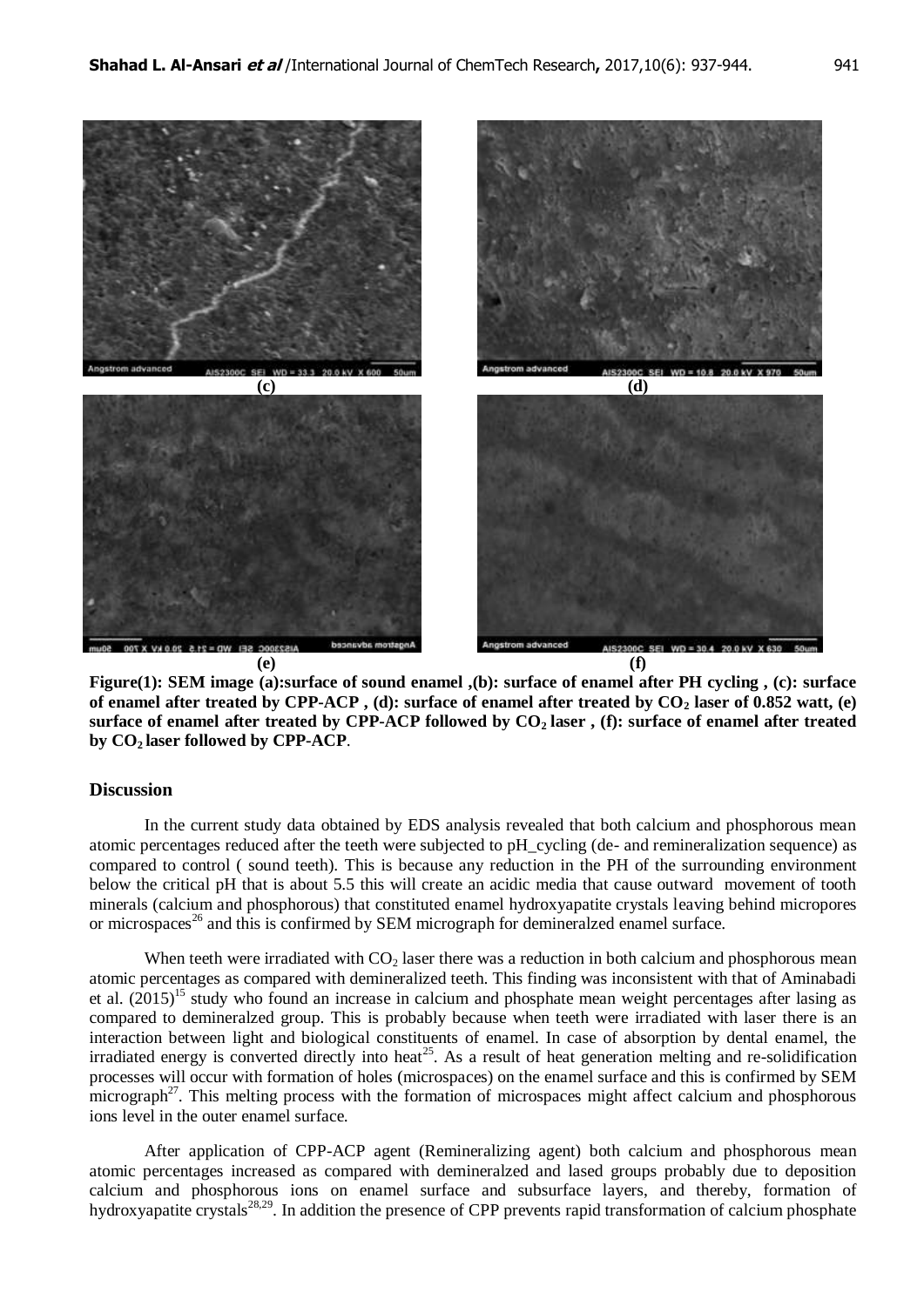(c) (d)

(e) (f)

**Figure(1): SEM image (a):surface of sound enamel ,(b): surface of enamel after PH cycling , (c): surface of enamel after treated by CPP-ACP , (d): surface of enamel after treated by $CO_2$ laser of 0.852 watt, (e) surface of enamel after treated by CPP-ACP followed by $CO_2$ laser , (f): surface of enamel after treated by $CO_2$ laser followed by CPP-ACP**.

## Discussion

In the current study data obtained by EDS analysis revealed that both calcium and phosphorous mean atomic percentages reduced after the teeth were subjected to pH_cycling (de- and remineralization sequence) as compared to control ( sound teeth). This is because any reduction in the PH of the surrounding environment below the critical pH that is about 5.5 this will create an acidic media that cause outward movement of tooth minerals (calcium and phosphorous) that constituted enamel hydroxyapatite crystals leaving behind micropores or microspaces[26] and this is confirmed by SEM micrograph for demineralzed enamel surface.

When teeth were irradiated with $CO_2$ laser there was a reduction in both calcium and phosphorous mean atomic percentages as compared with demineralized teeth. This finding was inconsistent with that of Aminabadi et al. (2015)[15] study who found an increase in calcium and phosphate mean weight percentages after lasing as compared to demineralzed group. This is probably because when teeth were irradiated with laser there is an interaction between light and biological constituents of enamel. In case of absorption by dental enamel, the irradiated energy is converted directly into heat[25]. As a result of heat generation melting and re-solidification processes will occur with formation of holes (microspaces) on the enamel surface and this is confirmed by SEM micrograph[27]. This melting process with the formation of microspaces might affect calcium and phosphorous ions level in the outer enamel surface.

After application of CPP-ACP agent (Remineralizing agent) both calcium and phosphorous mean atomic percentages increased as compared with demineralzed and lased groups probably due to deposition calcium and phosphorous ions on enamel surface and subsurface layers, and thereby, formation of hydroxyapatite crystals[28,29]. In addition the presence of CPP prevents rapid transformation of calcium phosphate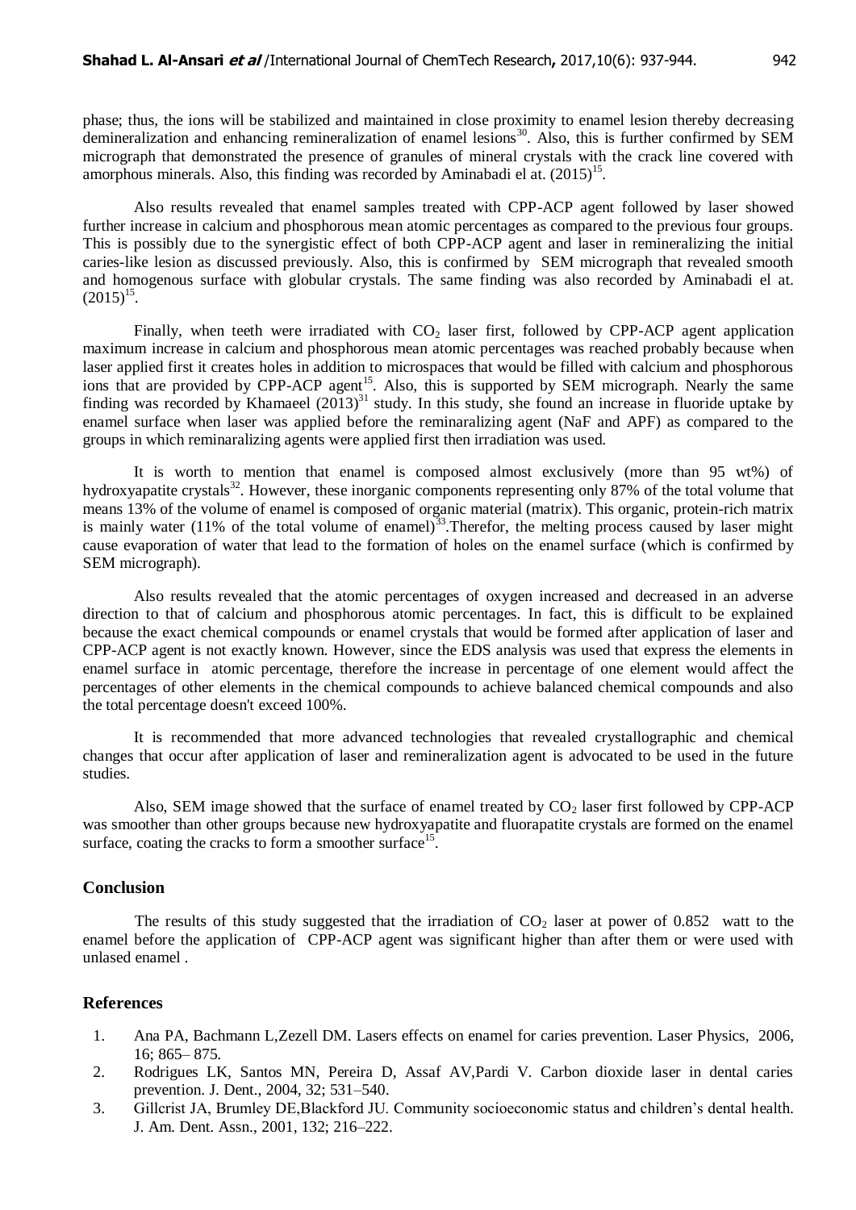phase; thus, the ions will be stabilized and maintained in close proximity to enamel lesion thereby decreasing demineralization and enhancing remineralization of enamel lesions[30]. Also, this is further confirmed by SEM micrograph that demonstrated the presence of granules of mineral crystals with the crack line covered with amorphous minerals. Also, this finding was recorded by Aminabadi el at. (2015)[15].

Also results revealed that enamel samples treated with CPP-ACP agent followed by laser showed further increase in calcium and phosphorous mean atomic percentages as compared to the previous four groups. This is possibly due to the synergistic effect of both CPP-ACP agent and laser in remineralizing the initial caries-like lesion as discussed previously. Also, this is confirmed by SEM micrograph that revealed smooth and homogenous surface with globular crystals. The same finding was also recorded by Aminabadi el at. (2015)[15].

Finally, when teeth were irradiated with $CO_2$ laser first, followed by CPP-ACP agent application maximum increase in calcium and phosphorous mean atomic percentages was reached probably because when laser applied first it creates holes in addition to microspaces that would be filled with calcium and phosphorous ions that are provided by CPP-ACP agent[15]. Also, this is supported by SEM micrograph. Nearly the same finding was recorded by Khamaeel (2013)[31] study. In this study, she found an increase in fluoride uptake by enamel surface when laser was applied before the reminaralizing agent (NaF and APF) as compared to the groups in which reminaralizing agents were applied first then irradiation was used.

It is worth to mention that enamel is composed almost exclusively (more than 95 wt%) of hydroxyapatite crystals[32]. However, these inorganic components representing only 87% of the total volume that means 13% of the volume of enamel is composed of organic material (matrix). This organic, protein-rich matrix is mainly water (11% of the total volume of enamel)[33].Therefor, the melting process caused by laser might cause evaporation of water that lead to the formation of holes on the enamel surface (which is confirmed by SEM micrograph).

Also results revealed that the atomic percentages of oxygen increased and decreased in an adverse direction to that of calcium and phosphorous atomic percentages. In fact, this is difficult to be explained because the exact chemical compounds or enamel crystals that would be formed after application of laser and CPP-ACP agent is not exactly known. However, since the EDS analysis was used that express the elements in enamel surface in atomic percentage, therefore the increase in percentage of one element would affect the percentages of other elements in the chemical compounds to achieve balanced chemical compounds and also the total percentage doesn't exceed 100%.

It is recommended that more advanced technologies that revealed crystallographic and chemical changes that occur after application of laser and remineralization agent is advocated to be used in the future studies.

Also, SEM image showed that the surface of enamel treated by $CO_2$ laser first followed by CPP-ACP was smoother than other groups because new hydroxyapatite and fluorapatite crystals are formed on the enamel surface, coating the cracks to form a smoother surface[15].

## Conclusion

The results of this study suggested that the irradiation of $CO_2$ laser at power of 0.852 watt to the enamel before the application of CPP-ACP agent was significant higher than after them or were used with unlased enamel .

## References

1. Ana PA, Bachmann L,Zezell DM. Lasers effects on enamel for caries prevention. Laser Physics, 2006, 16; 865– 875.
2. Rodrigues LK, Santos MN, Pereira D, Assaf AV,Pardi V. Carbon dioxide laser in dental caries prevention. J. Dent., 2004, 32; 531–540.
3. Gillcrist JA, Brumley DE,Blackford JU. Community socioeconomic status and children's dental health. J. Am. Dent. Assn., 2001, 132; 216–222.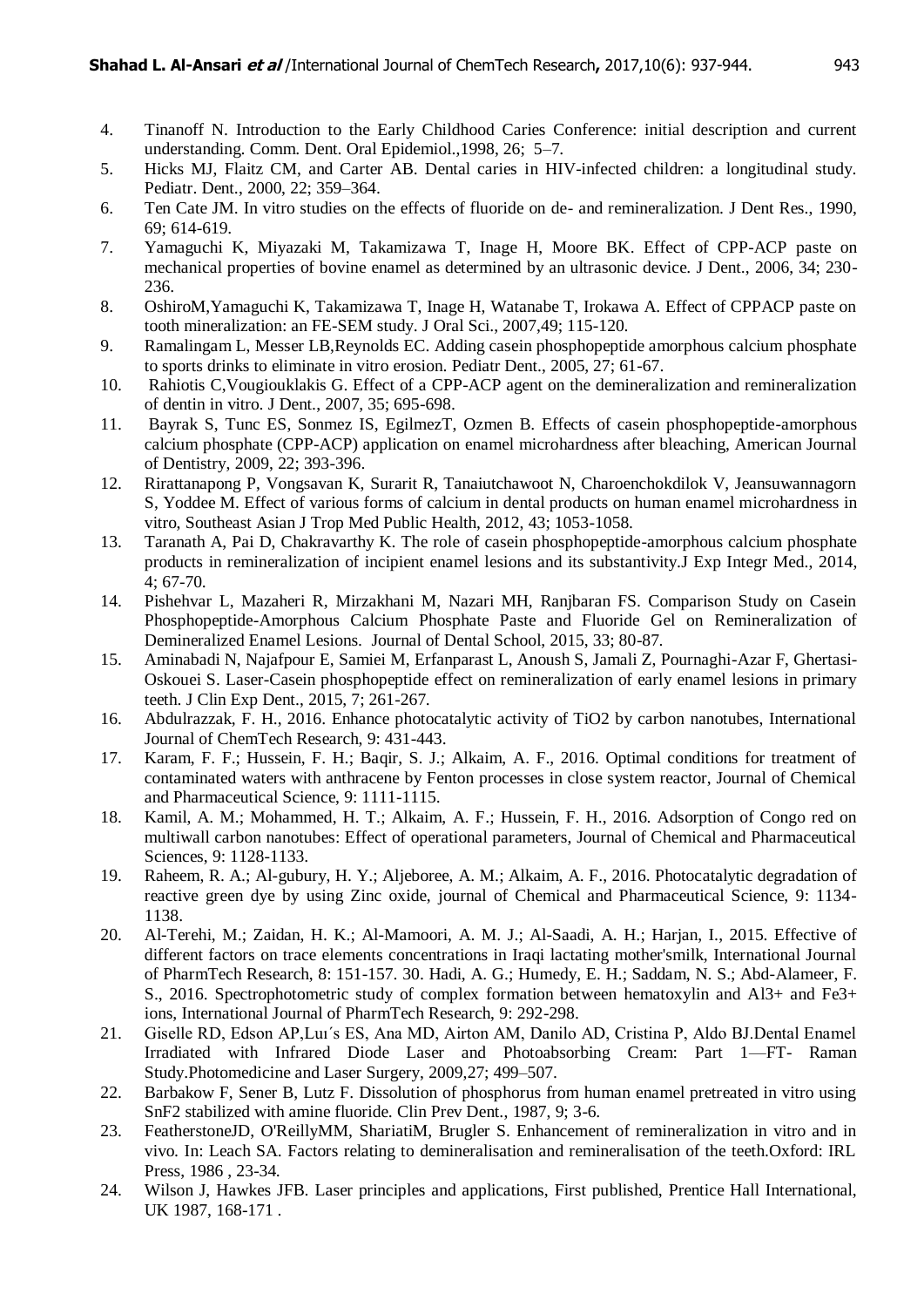4. Tinanoff N. Introduction to the Early Childhood Caries Conference: initial description and current understanding. Comm. Dent. Oral Epidemiol.,1998, 26; 5–7.
5. Hicks MJ, Flaitz CM, and Carter AB. Dental caries in HIV-infected children: a longitudinal study. Pediatr. Dent., 2000, 22; 359–364.
6. Ten Cate JM. In vitro studies on the effects of fluoride on de- and remineralization. J Dent Res., 1990, 69; 614-619.
7. Yamaguchi K, Miyazaki M, Takamizawa T, Inage H, Moore BK. Effect of CPP-ACP paste on mechanical properties of bovine enamel as determined by an ultrasonic device. J Dent., 2006, 34; 230-236.
8. OshiroM,Yamaguchi K, Takamizawa T, Inage H, Watanabe T, Irokawa A. Effect of CPPACP paste on tooth mineralization: an FE-SEM study. J Oral Sci., 2007,49; 115-120.
9. Ramalingam L, Messer LB,Reynolds EC. Adding casein phosphopeptide amorphous calcium phosphate to sports drinks to eliminate in vitro erosion. Pediatr Dent., 2005, 27; 61-67.
10. Rahiotis C,Vougiouklakis G. Effect of a CPP-ACP agent on the demineralization and remineralization of dentin in vitro. J Dent., 2007, 35; 695-698.
11. Bayrak S, Tunc ES, Sonmez IS, EgilmezT, Ozmen B. Effects of casein phosphopeptide-amorphous calcium phosphate (CPP-ACP) application on enamel microhardness after bleaching, American Journal of Dentistry, 2009, 22; 393-396.
12. Rirattanapong P, Vongsavan K, Surarit R, Tanaiutchawoot N, Charoenchokdilok V, Jeansuwannagorn S, Yoddee M. Effect of various forms of calcium in dental products on human enamel microhardness in vitro, Southeast Asian J Trop Med Public Health, 2012, 43; 1053-1058.
13. Taranath A, Pai D, Chakravarthy K. The role of casein phosphopeptide-amorphous calcium phosphate products in remineralization of incipient enamel lesions and its substantivity.J Exp Integr Med., 2014, 4; 67-70.
14. Pishehvar L, Mazaheri R, Mirzakhani M, Nazari MH, Ranjbaran FS. Comparison Study on Casein Phosphopeptide-Amorphous Calcium Phosphate Paste and Fluoride Gel on Remineralization of Demineralized Enamel Lesions. Journal of Dental School, 2015, 33; 80-87.
15. Aminabadi N, Najafpour E, Samiei M, Erfanparast L, Anoush S, Jamali Z, Pournaghi-Azar F, Ghertasi-Oskouei S. Laser-Casein phosphopeptide effect on remineralization of early enamel lesions in primary teeth. J Clin Exp Dent., 2015, 7; 261-267.
16. Abdulrazzak, F. H., 2016. Enhance photocatalytic activity of $TiO_2$ by carbon nanotubes, International Journal of ChemTech Research, 9: 431-443.
17. Karam, F. F.; Hussein, F. H.; Baqir, S. J.; Alkaim, A. F., 2016. Optimal conditions for treatment of contaminated waters with anthracene by Fenton processes in close system reactor, Journal of Chemical and Pharmaceutical Science, 9: 1111-1115.
18. Kamil, A. M.; Mohammed, H. T.; Alkaim, A. F.; Hussein, F. H., 2016. Adsorption of Congo red on multiwall carbon nanotubes: Effect of operational parameters, Journal of Chemical and Pharmaceutical Sciences, 9: 1128-1133.
19. Raheem, R. A.; Al-gubury, H. Y.; Aljeboree, A. M.; Alkaim, A. F., 2016. Photocatalytic degradation of reactive green dye by using Zinc oxide, journal of Chemical and Pharmaceutical Science, 9: 1134-1138.
20. Al-Terehi, M.; Zaidan, H. K.; Al-Mamoori, A. M. J.; Al-Saadi, A. H.; Harjan, I., 2015. Effective of different factors on trace elements concentrations in Iraqi lactating mother'smilk, International Journal of PharmTech Research, 8: 151-157. 30. Hadi, A. G.; Humedy, E. H.; Saddam, N. S.; Abd-Alameer, F. S., 2016. Spectrophotometric study of complex formation between hematoxylin and $Al^{3+}$ and $Fe^{3+}$ ions, International Journal of PharmTech Research, 9: 292-298.
21. Giselle RD, Edson AP,Lu´s ES, Ana MD, Airton AM, Danilo AD, Cristina P, Aldo BJ.Dental Enamel Irradiated with Infrared Diode Laser and Photoabsorbing Cream: Part 1—FT- Raman Study.Photomedicine and Laser Surgery, 2009,27; 499–507.
22. Barbakow F, Sener B, Lutz F. Dissolution of phosphorus from human enamel pretreated in vitro using $SnF_2$ stabilized with amine fluoride. Clin Prev Dent., 1987, 9; 3-6.
23. FeatherstoneJD, O'ReillyMM, ShariatiM, Brugler S. Enhancement of remineralization in vitro and in vivo. In: Leach SA. Factors relating to demineralisation and remineralisation of the teeth.Oxford: IRL Press, 1986 , 23-34.
24. Wilson J, Hawkes JFB. Laser principles and applications, First published, Prentice Hall International, UK 1987, 168-171 .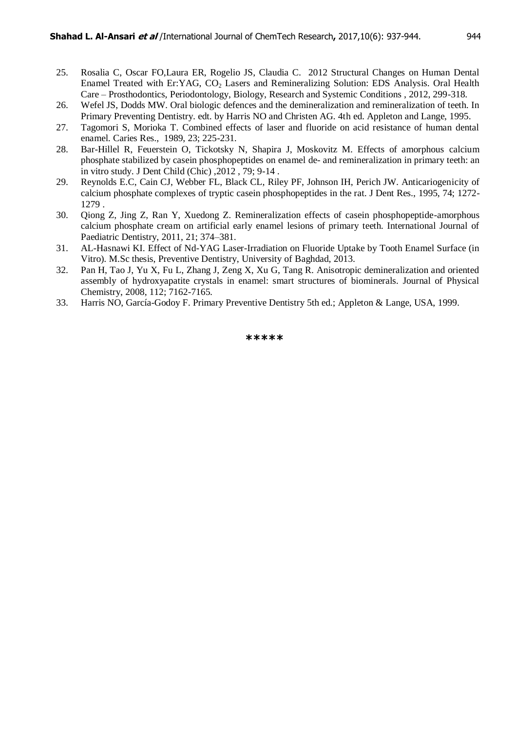25. Rosalia C, Oscar FO,Laura ER, Rogelio JS, Claudia C. 2012 Structural Changes on Human Dental Enamel Treated with Er:YAG, $CO_2$ Lasers and Remineralizing Solution: EDS Analysis. Oral Health Care – Prosthodontics, Periodontology, Biology, Research and Systemic Conditions , 2012, 299-318.
26. Wefel JS, Dodds MW. Oral biologic defences and the demineralization and remineralization of teeth. In Primary Preventing Dentistry. edt. by Harris NO and Christen AG. 4th ed. Appleton and Lange, 1995.
27. Tagomori S, Morioka T. Combined effects of laser and fluoride on acid resistance of human dental enamel. Caries Res., 1989, 23; 225-231.
28. Bar-Hillel R, Feuerstein O, Tickotsky N, Shapira J, Moskovitz M. Effects of amorphous calcium phosphate stabilized by casein phosphopeptides on enamel de- and remineralization in primary teeth: an in vitro study. J Dent Child (Chic) ,2012 , 79; 9-14 .
29. Reynolds E.C, Cain CJ, Webber FL, Black CL, Riley PF, Johnson IH, Perich JW. Anticariogenicity of calcium phosphate complexes of tryptic casein phosphopeptides in the rat. J Dent Res., 1995, 74; 1272-1279 .
30. Qiong Z, Jing Z, Ran Y, Xuedong Z. Remineralization effects of casein phosphopeptide-amorphous calcium phosphate cream on artificial early enamel lesions of primary teeth. International Journal of Paediatric Dentistry, 2011, 21; 374–381.
31. AL-Hasnawi KI. Effect of Nd-YAG Laser-Irradiation on Fluoride Uptake by Tooth Enamel Surface (in Vitro). M.Sc thesis, Preventive Dentistry, University of Baghdad, 2013.
32. Pan H, Tao J, Yu X, Fu L, Zhang J, Zeng X, Xu G, Tang R. Anisotropic demineralization and oriented assembly of hydroxyapatite crystals in enamel: smart structures of biominerals. Journal of Physical Chemistry, 2008, 112; 7162-7165.
33. Harris NO, García-Godoy F. Primary Preventive Dentistry 5th ed.; Appleton & Lange, USA, 1999.

*****